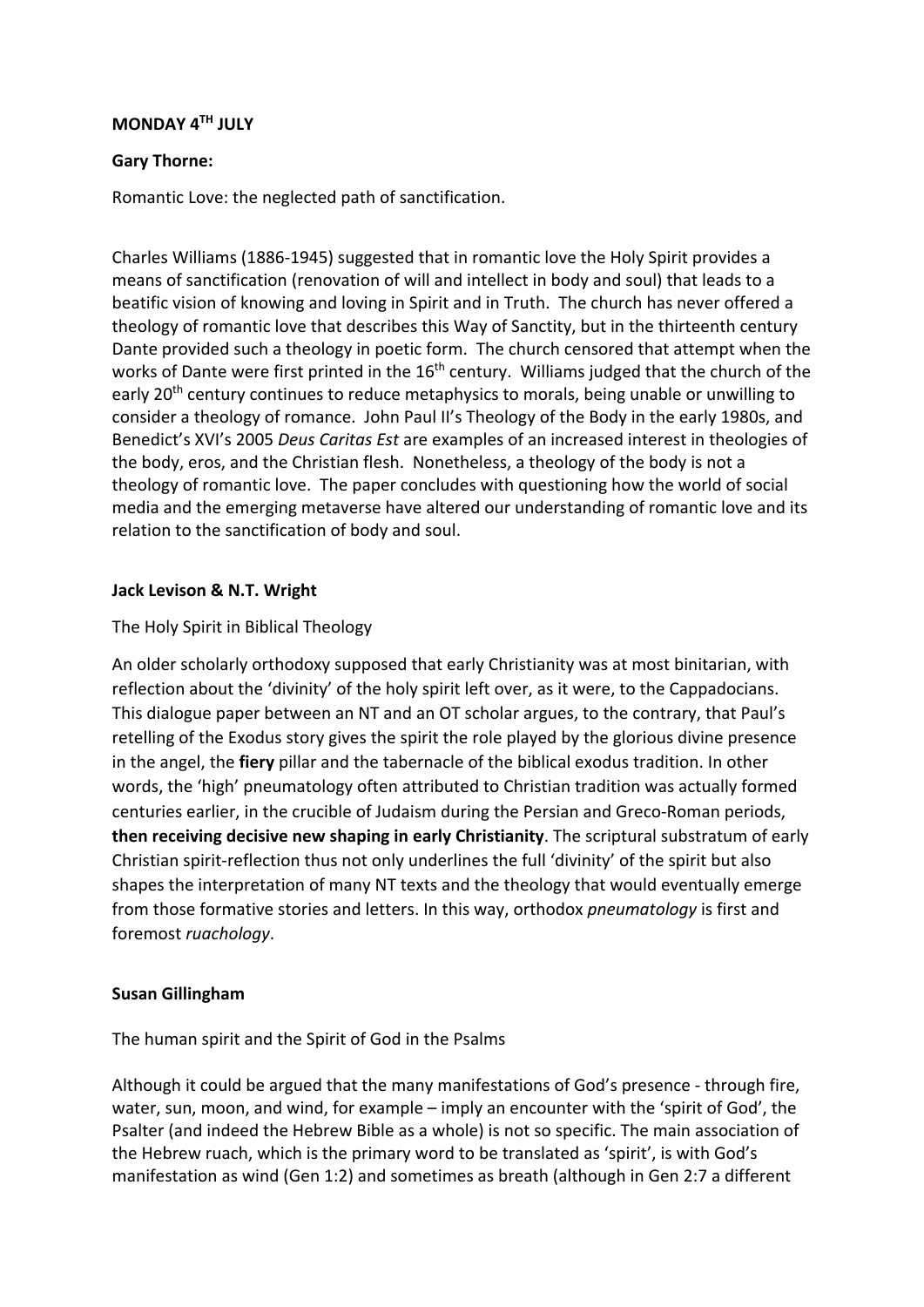**MONDAY 4TH JULY**

**Gary Thorne:**

Romantic Love: the neglected path of sanctification.

Charles Williams (1886-1945) suggested that in romantic love the Holy Spirit provides a means of sanctification (renovation of will and intellect in body and soul) that leads to a beatific vision of knowing and loving in Spirit and in Truth. The church has never offered a theology of romantic love that describes this Way of Sanctity, but in the thirteenth century Dante provided such a theology in poetic form. The church censored that attempt when the works of Dante were first printed in the 16th century. Williams judged that the church of the early 20th century continues to reduce metaphysics to morals, being unable or unwilling to consider a theology of romance. John Paul II's Theology of the Body in the early 1980s, and Benedict's XVI's 2005 *Deus Caritas Est* are examples of an increased interest in theologies of the body, eros, and the Christian flesh. Nonetheless, a theology of the body is not a theology of romantic love. The paper concludes with questioning how the world of social media and the emerging metaverse have altered our understanding of romantic love and its relation to the sanctification of body and soul.

**Jack Levison & N.T. Wright**

The Holy Spirit in Biblical Theology

An older scholarly orthodoxy supposed that early Christianity was at most binitarian, with reflection about the 'divinity' of the holy spirit left over, as it were, to the Cappadocians. This dialogue paper between an NT and an OT scholar argues, to the contrary, that Paul's retelling of the Exodus story gives the spirit the role played by the glorious divine presence in the angel, the **fiery** pillar and the tabernacle of the biblical exodus tradition. In other words, the 'high' pneumatology often attributed to Christian tradition was actually formed centuries earlier, in the crucible of Judaism during the Persian and Greco-Roman periods, **then receiving decisive new shaping in early Christianity**. The scriptural substratum of early Christian spirit-reflection thus not only underlines the full 'divinity' of the spirit but also shapes the interpretation of many NT texts and the theology that would eventually emerge from those formative stories and letters. In this way, orthodox *pneumatology* is first and foremost *ruachology*.

**Susan Gillingham**

The human spirit and the Spirit of God in the Psalms

Although it could be argued that the many manifestations of God's presence - through fire, water, sun, moon, and wind, for example – imply an encounter with the 'spirit of God', the Psalter (and indeed the Hebrew Bible as a whole) is not so specific. The main association of the Hebrew ruach, which is the primary word to be translated as 'spirit', is with God's manifestation as wind (Gen 1:2) and sometimes as breath (although in Gen 2:7 a different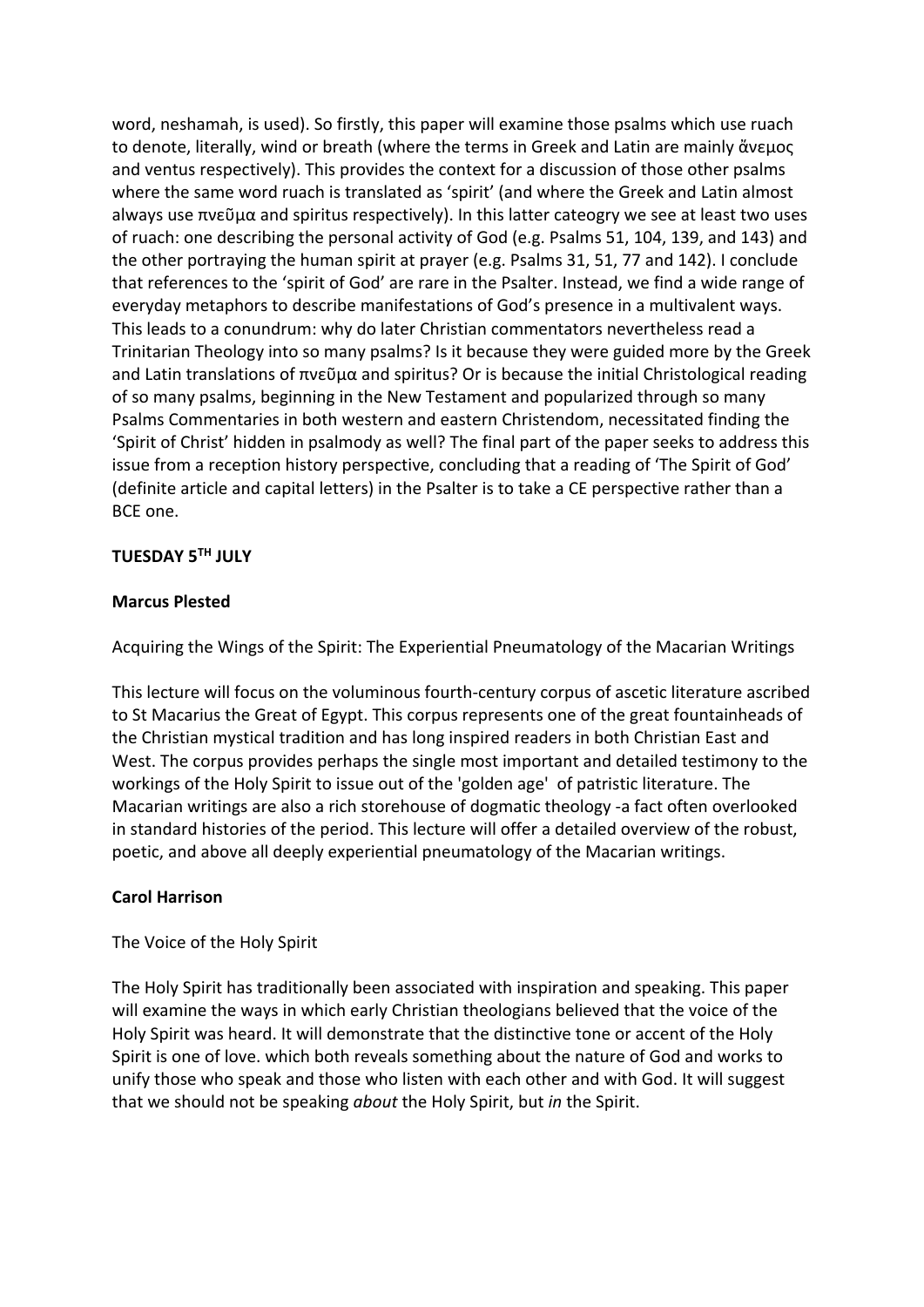word, neshamah, is used). So firstly, this paper will examine those psalms which use ruach to denote, literally, wind or breath (where the terms in Greek and Latin are mainly ἄνεμος and ventus respectively). This provides the context for a discussion of those other psalms where the same word ruach is translated as 'spirit' (and where the Greek and Latin almost always use πνεῦμα and spiritus respectively). In this latter cateogry we see at least two uses of ruach: one describing the personal activity of God (e.g. Psalms 51, 104, 139, and 143) and the other portraying the human spirit at prayer (e.g. Psalms 31, 51, 77 and 142). I conclude that references to the 'spirit of God' are rare in the Psalter. Instead, we find a wide range of everyday metaphors to describe manifestations of God's presence in a multivalent ways. This leads to a conundrum: why do later Christian commentators nevertheless read a Trinitarian Theology into so many psalms? Is it because they were guided more by the Greek and Latin translations of πνεῦμα and spiritus? Or is because the initial Christological reading of so many psalms, beginning in the New Testament and popularized through so many Psalms Commentaries in both western and eastern Christendom, necessitated finding the 'Spirit of Christ' hidden in psalmody as well? The final part of the paper seeks to address this issue from a reception history perspective, concluding that a reading of 'The Spirit of God' (definite article and capital letters) in the Psalter is to take a CE perspective rather than a BCE one.

**TUESDAY 5TH JULY**

**Marcus Plested**

Acquiring the Wings of the Spirit: The Experiential Pneumatology of the Macarian Writings

This lecture will focus on the voluminous fourth-century corpus of ascetic literature ascribed to St Macarius the Great of Egypt. This corpus represents one of the great fountainheads of the Christian mystical tradition and has long inspired readers in both Christian East and West. The corpus provides perhaps the single most important and detailed testimony to the workings of the Holy Spirit to issue out of the 'golden age' of patristic literature. The Macarian writings are also a rich storehouse of dogmatic theology -a fact often overlooked in standard histories of the period. This lecture will offer a detailed overview of the robust, poetic, and above all deeply experiential pneumatology of the Macarian writings.

**Carol Harrison**

The Voice of the Holy Spirit

The Holy Spirit has traditionally been associated with inspiration and speaking. This paper will examine the ways in which early Christian theologians believed that the voice of the Holy Spirit was heard. It will demonstrate that the distinctive tone or accent of the Holy Spirit is one of love. which both reveals something about the nature of God and works to unify those who speak and those who listen with each other and with God. It will suggest that we should not be speaking *about* the Holy Spirit, but *in* the Spirit.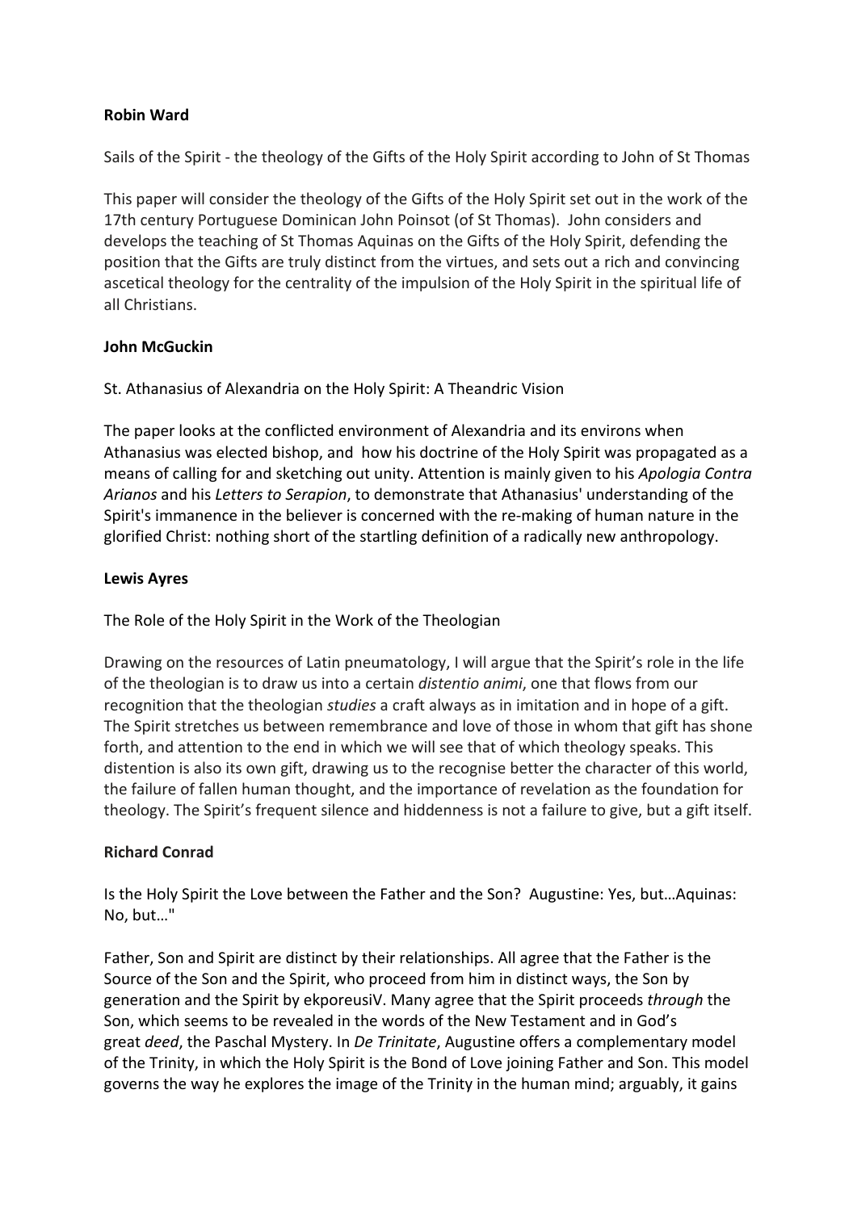**Robin Ward**

Sails of the Spirit - the theology of the Gifts of the Holy Spirit according to John of St Thomas

This paper will consider the theology of the Gifts of the Holy Spirit set out in the work of the 17th century Portuguese Dominican John Poinsot (of St Thomas). John considers and develops the teaching of St Thomas Aquinas on the Gifts of the Holy Spirit, defending the position that the Gifts are truly distinct from the virtues, and sets out a rich and convincing ascetical theology for the centrality of the impulsion of the Holy Spirit in the spiritual life of all Christians.

**John McGuckin**

St. Athanasius of Alexandria on the Holy Spirit: A Theandric Vision

The paper looks at the conflicted environment of Alexandria and its environs when Athanasius was elected bishop, and how his doctrine of the Holy Spirit was propagated as a means of calling for and sketching out unity. Attention is mainly given to his *Apologia Contra Arianos* and his *Letters to Serapion*, to demonstrate that Athanasius' understanding of the Spirit's immanence in the believer is concerned with the re-making of human nature in the glorified Christ: nothing short of the startling definition of a radically new anthropology.

**Lewis Ayres**

The Role of the Holy Spirit in the Work of the Theologian

Drawing on the resources of Latin pneumatology, I will argue that the Spirit's role in the life of the theologian is to draw us into a certain *distentio animi*, one that flows from our recognition that the theologian *studies* a craft always as in imitation and in hope of a gift. The Spirit stretches us between remembrance and love of those in whom that gift has shone forth, and attention to the end in which we will see that of which theology speaks. This distention is also its own gift, drawing us to the recognise better the character of this world, the failure of fallen human thought, and the importance of revelation as the foundation for theology. The Spirit's frequent silence and hiddenness is not a failure to give, but a gift itself.

**Richard Conrad**

Is the Holy Spirit the Love between the Father and the Son? Augustine: Yes, but…Aquinas: No, but…"

Father, Son and Spirit are distinct by their relationships. All agree that the Father is the Source of the Son and the Spirit, who proceed from him in distinct ways, the Son by generation and the Spirit by ekporeusiV. Many agree that the Spirit proceeds *through* the Son, which seems to be revealed in the words of the New Testament and in God's great *deed*, the Paschal Mystery. In *De Trinitate*, Augustine offers a complementary model of the Trinity, in which the Holy Spirit is the Bond of Love joining Father and Son. This model governs the way he explores the image of the Trinity in the human mind; arguably, it gains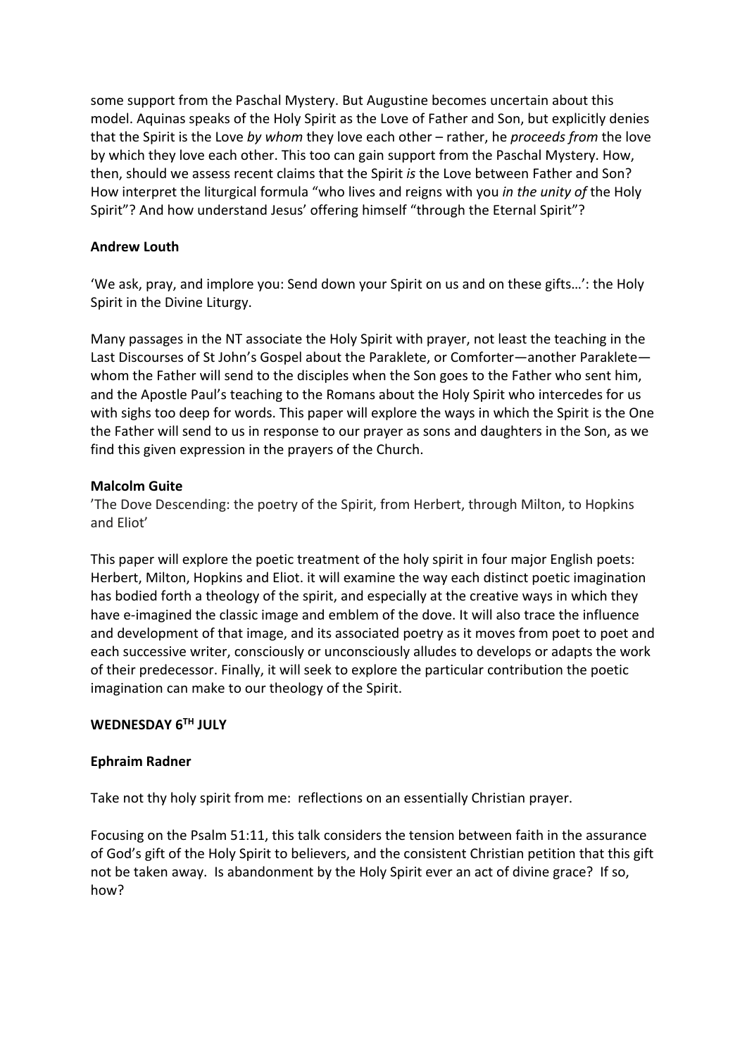some support from the Paschal Mystery. But Augustine becomes uncertain about this model. Aquinas speaks of the Holy Spirit as the Love of Father and Son, but explicitly denies that the Spirit is the Love *by whom* they love each other – rather, he *proceeds from* the love by which they love each other. This too can gain support from the Paschal Mystery. How, then, should we assess recent claims that the Spirit *is* the Love between Father and Son? How interpret the liturgical formula "who lives and reigns with you *in the unity of* the Holy Spirit"? And how understand Jesus' offering himself "through the Eternal Spirit"?

**Andrew Louth**

'We ask, pray, and implore you: Send down your Spirit on us and on these gifts…': the Holy Spirit in the Divine Liturgy.

Many passages in the NT associate the Holy Spirit with prayer, not least the teaching in the Last Discourses of St John's Gospel about the Paraklete, or Comforter—another Paraklete—whom the Father will send to the disciples when the Son goes to the Father who sent him, and the Apostle Paul's teaching to the Romans about the Holy Spirit who intercedes for us with sighs too deep for words. This paper will explore the ways in which the Spirit is the One the Father will send to us in response to our prayer as sons and daughters in the Son, as we find this given expression in the prayers of the Church.

**Malcolm Guite**

'The Dove Descending: the poetry of the Spirit, from Herbert, through Milton, to Hopkins and Eliot'

This paper will explore the poetic treatment of the holy spirit in four major English poets: Herbert, Milton, Hopkins and Eliot. it will examine the way each distinct poetic imagination has bodied forth a theology of the spirit, and especially at the creative ways in which they have e-imagined the classic image and emblem of the dove. It will also trace the influence and development of that image, and its associated poetry as it moves from poet to poet and each successive writer, consciously or unconsciously alludes to develops or adapts the work of their predecessor. Finally, it will seek to explore the particular contribution the poetic imagination can make to our theology of the Spirit.

**WEDNESDAY 6TH JULY**

**Ephraim Radner**

Take not thy holy spirit from me: reflections on an essentially Christian prayer.

Focusing on the Psalm 51:11, this talk considers the tension between faith in the assurance of God's gift of the Holy Spirit to believers, and the consistent Christian petition that this gift not be taken away. Is abandonment by the Holy Spirit ever an act of divine grace? If so, how?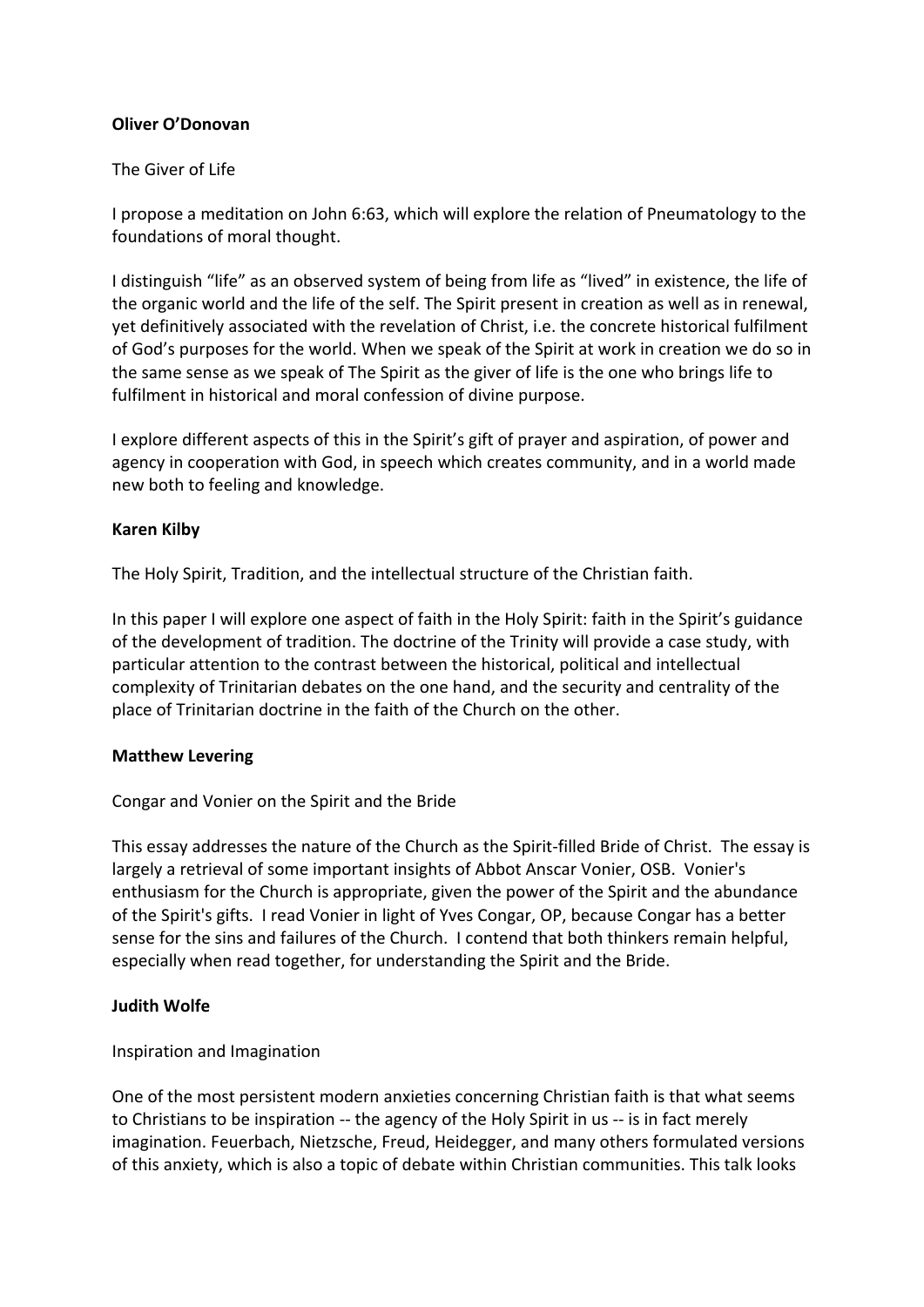**Oliver O'Donovan**

The Giver of Life

I propose a meditation on John 6:63, which will explore the relation of Pneumatology to the foundations of moral thought.

I distinguish "life" as an observed system of being from life as "lived" in existence, the life of the organic world and the life of the self. The Spirit present in creation as well as in renewal, yet definitively associated with the revelation of Christ, i.e. the concrete historical fulfilment of God's purposes for the world. When we speak of the Spirit at work in creation we do so in the same sense as we speak of The Spirit as the giver of life is the one who brings life to fulfilment in historical and moral confession of divine purpose.

I explore different aspects of this in the Spirit's gift of prayer and aspiration, of power and agency in cooperation with God, in speech which creates community, and in a world made new both to feeling and knowledge.

**Karen Kilby**

The Holy Spirit, Tradition, and the intellectual structure of the Christian faith.

In this paper I will explore one aspect of faith in the Holy Spirit: faith in the Spirit's guidance of the development of tradition. The doctrine of the Trinity will provide a case study, with particular attention to the contrast between the historical, political and intellectual complexity of Trinitarian debates on the one hand, and the security and centrality of the place of Trinitarian doctrine in the faith of the Church on the other.

**Matthew Levering**

Congar and Vonier on the Spirit and the Bride

This essay addresses the nature of the Church as the Spirit-filled Bride of Christ. The essay is largely a retrieval of some important insights of Abbot Anscar Vonier, OSB. Vonier's enthusiasm for the Church is appropriate, given the power of the Spirit and the abundance of the Spirit's gifts. I read Vonier in light of Yves Congar, OP, because Congar has a better sense for the sins and failures of the Church. I contend that both thinkers remain helpful, especially when read together, for understanding the Spirit and the Bride.

**Judith Wolfe**

Inspiration and Imagination

One of the most persistent modern anxieties concerning Christian faith is that what seems to Christians to be inspiration -- the agency of the Holy Spirit in us -- is in fact merely imagination. Feuerbach, Nietzsche, Freud, Heidegger, and many others formulated versions of this anxiety, which is also a topic of debate within Christian communities. This talk looks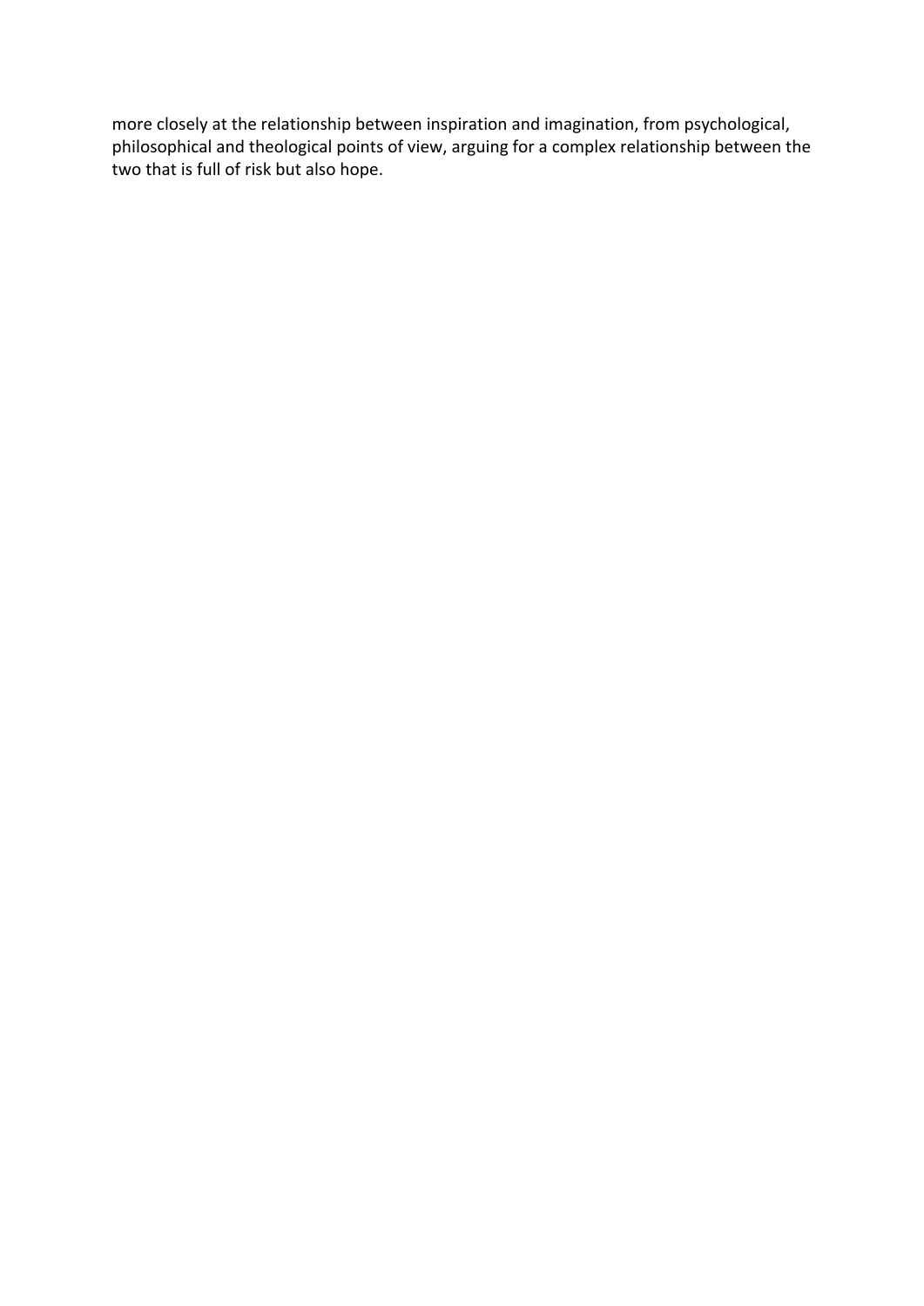more closely at the relationship between inspiration and imagination, from psychological, philosophical and theological points of view, arguing for a complex relationship between the two that is full of risk but also hope.